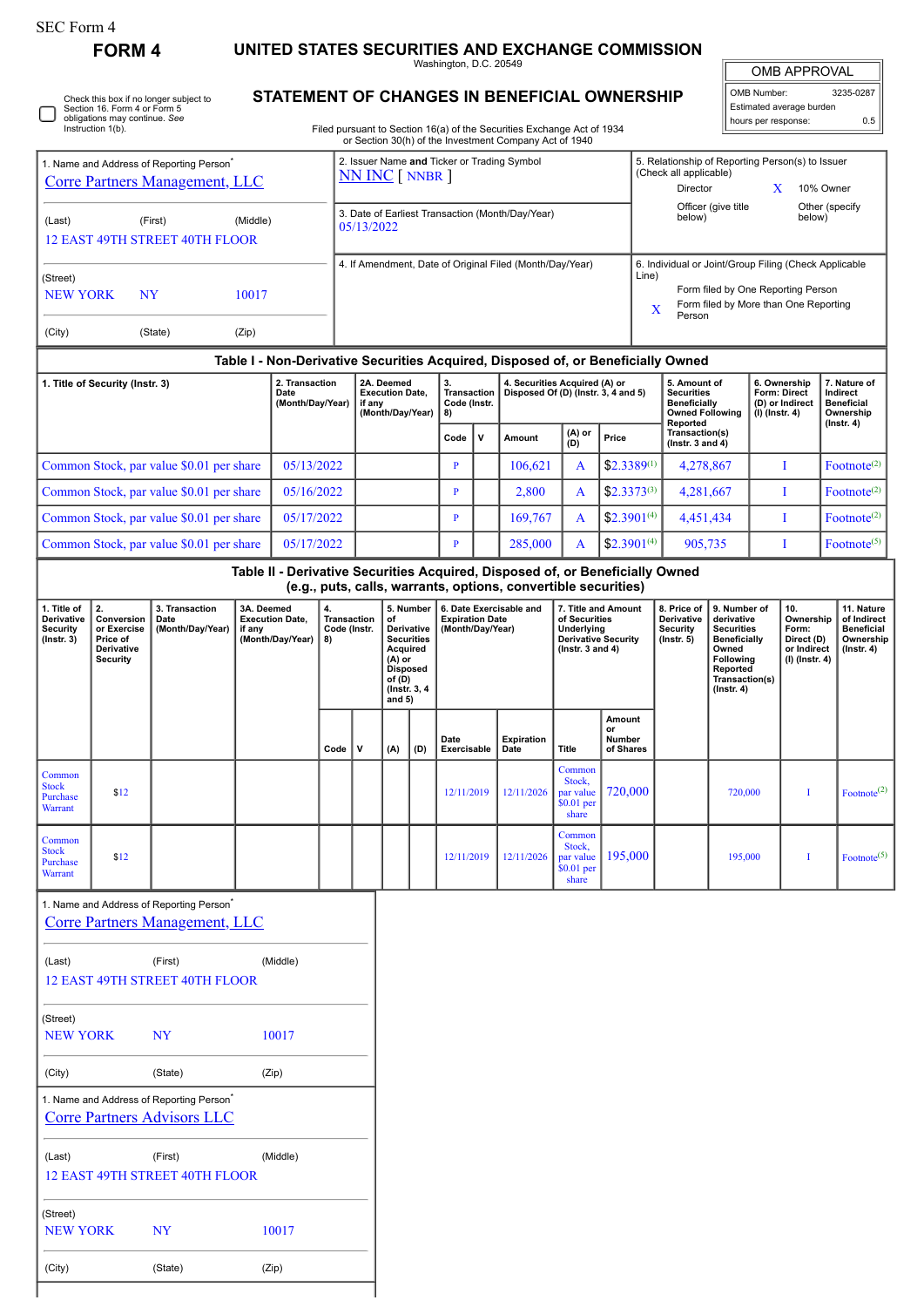SEC Form 4

# FORM 4

# UNITED STATES SECURITIES AND EXCHANGE COMMISSION

Washington, D.C. 20549

## STATEMENT OF CHANGES IN BENEFICIAL OWNERSHIP

Filed pursuant to Section 16(a) of the Securities Exchange Act of 1934 or Section 30(h) of the Investment Company Act of 1940

| OMB APPROVAL | |
|---|---|
| OMB Number: | 3235-0287 |
| Estimated average burden | |
| hours per response: | 0.5 |

☐ Check this box if no longer subject to Section 16. Form 4 or Form 5 obligations may continue. *See* Instruction 1(b).

1. Name and Address of Reporting Person*

Corre Partners Management, LLC

(Last) (First) (Middle)

12 EAST 49TH STREET 40TH FLOOR

(Street)

NEW YORK NY 10017

(City) (State) (Zip)

2. Issuer Name **and** Ticker or Trading Symbol

NN INC [ NNBR ]

3. Date of Earliest Transaction (Month/Day/Year)

05/13/2022

4. If Amendment, Date of Original Filed (Month/Day/Year)

5. Relationship of Reporting Person(s) to Issuer (Check all applicable)

Director | X 10% Owner

Officer (give title below) | Other (specify below)

6. Individual or Joint/Group Filing (Check Applicable Line)

Form filed by One Reporting Person

X Form filed by More than One Reporting Person

### Table I - Non-Derivative Securities Acquired, Disposed of, or Beneficially Owned

| 1. Title of Security (Instr. 3) | 2. Transaction Date (Month/Day/Year) | 2A. Deemed Execution Date, if any (Month/Day/Year) | 3. Transaction Code (Instr. 8) | | 4. Securities Acquired (A) or Disposed Of (D) (Instr. 3, 4 and 5) | | | 5. Amount of Securities Beneficially Owned Following Reported Transaction(s) (Instr. 3 and 4) | 6. Ownership Form: Direct (D) or Indirect (I) (Instr. 4) | 7. Nature of Indirect Beneficial Ownership (Instr. 4) |
|---|---|---|---|---|---|---|---|---|---|---|
| | | | Code | V | Amount | (A) or (D) | Price | | | |
| Common Stock, par value $0.01 per share | 05/13/2022 | | P | | 106,621 | A | $2.3389[1] | 4,278,867 | I | Footnote[2] |
| Common Stock, par value $0.01 per share | 05/16/2022 | | P | | 2,800 | A | $2.3373[3] | 4,281,667 | I | Footnote[2] |
| Common Stock, par value $0.01 per share | 05/17/2022 | | P | | 169,767 | A | $2.3901[4] | 4,451,434 | I | Footnote[2] |
| Common Stock, par value $0.01 per share | 05/17/2022 | | P | | 285,000 | A | $2.3901[4] | 905,735 | I | Footnote[5] |

### Table II - Derivative Securities Acquired, Disposed of, or Beneficially Owned (e.g., puts, calls, warrants, options, convertible securities)

| 1. Title of Derivative Security (Instr. 3) | 2. Conversion or Exercise Price of Derivative Security | 3. Transaction Date (Month/Day/Year) | 3A. Deemed Execution Date, if any (Month/Day/Year) | 4. Transaction Code (Instr. 8) | | 5. Number of Derivative Securities Acquired (A) or Disposed of (D) (Instr. 3, 4 and 5) | | 6. Date Exercisable and Expiration Date (Month/Day/Year) | | 7. Title and Amount of Securities Underlying Derivative Security (Instr. 3 and 4) | | 8. Price of Derivative Security (Instr. 5) | 9. Number of derivative Securities Beneficially Owned Following Reported Transaction(s) (Instr. 4) | 10. Ownership Form: Direct (D) or Indirect (I) (Instr. 4) | 11. Nature of Indirect Beneficial Ownership (Instr. 4) |
|---|---|---|---|---|---|---|---|---|---|---|---|---|---|---|---|
| | | | | Code | V | (A) | (D) | Date Exercisable | Expiration Date | Title | Amount or Number of Shares | | | | |
| Common Stock Purchase Warrant | $12 | | | | | | | 12/11/2019 | 12/11/2026 | Common Stock, par value $0.01 per share | 720,000 | | 720,000 | I | Footnote[2] |
| Common Stock Purchase Warrant | $12 | | | | | | | 12/11/2019 | 12/11/2026 | Common Stock, par value $0.01 per share | 195,000 | | 195,000 | I | Footnote[5] |

1. Name and Address of Reporting Person*

Corre Partners Management, LLC

(Last) (First) (Middle)

12 EAST 49TH STREET 40TH FLOOR

(Street)

NEW YORK NY 10017

(City) (State) (Zip)

1. Name and Address of Reporting Person*

Corre Partners Advisors LLC

(Last) (First) (Middle)

12 EAST 49TH STREET 40TH FLOOR

(Street)

NEW YORK NY 10017

(City) (State) (Zip)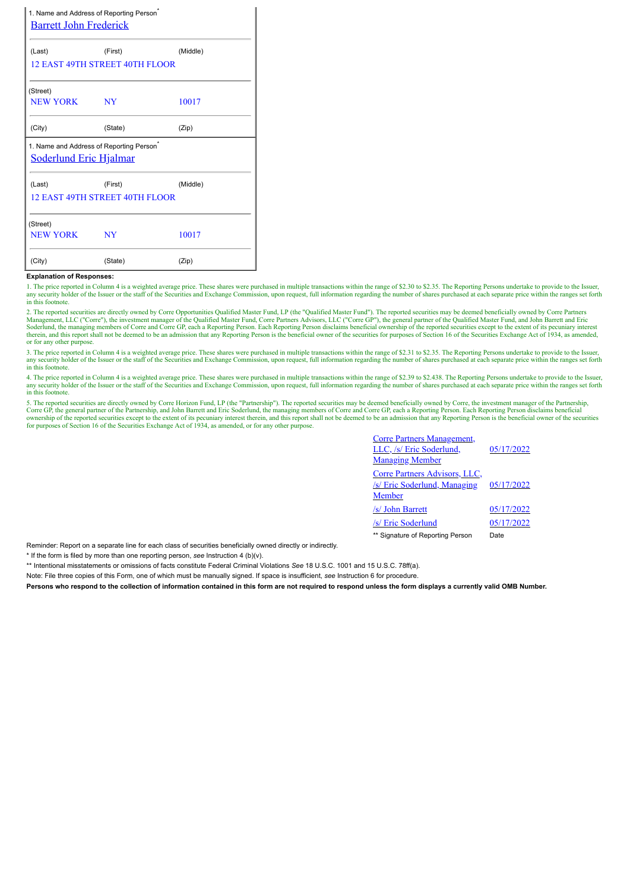1. Name and Address of Reporting Person*

Barrett John Frederick

| (Last) | (First) | (Middle) |
|---|---|---|
| 12 EAST 49TH STREET 40TH FLOOR | | |
| (Street) | | |
| NEW YORK | NY | 10017 |
| (City) | (State) | (Zip) |

1. Name and Address of Reporting Person*

Soderlund Eric Hjalmar

| (Last) | (First) | (Middle) |
|---|---|---|
| 12 EAST 49TH STREET 40TH FLOOR | | |
| (Street) | | |
| NEW YORK | NY | 10017 |
| (City) | (State) | (Zip) |

**Explanation of Responses:**

1. The price reported in Column 4 is a weighted average price. These shares were purchased in multiple transactions within the range of $2.30 to $2.35. The Reporting Persons undertake to provide to the Issuer, any security holder of the Issuer or the staff of the Securities and Exchange Commission, upon request, full information regarding the number of shares purchased at each separate price within the ranges set forth in this footnote.

2. The reported securities are directly owned by Corre Opportunities Qualified Master Fund, LP (the "Qualified Master Fund"). The reported securities may be deemed beneficially owned by Corre Partners Management, LLC ("Corre"), the investment manager of the Qualified Master Fund, Corre Partners Advisors, LLC ("Corre GP"), the general partner of the Qualified Master Fund, and John Barrett and Eric Soderlund, the managing members of Corre and Corre GP, each a Reporting Person. Each Reporting Person disclaims beneficial ownership of the reported securities except to the extent of its pecuniary interest therein, and this report shall not be deemed to be an admission that any Reporting Person is the beneficial owner of the securities for purposes of Section 16 of the Securities Exchange Act of 1934, as amended, or for any other purpose.

3. The price reported in Column 4 is a weighted average price. These shares were purchased in multiple transactions within the range of $2.31 to $2.35. The Reporting Persons undertake to provide to the Issuer, any security holder of the Issuer or the staff of the Securities and Exchange Commission, upon request, full information regarding the number of shares purchased at each separate price within the ranges set forth in this footnote.

4. The price reported in Column 4 is a weighted average price. These shares were purchased in multiple transactions within the range of $2.39 to $2.438. The Reporting Persons undertake to provide to the Issuer, any security holder of the Issuer or the staff of the Securities and Exchange Commission, upon request, full information regarding the number of shares purchased at each separate price within the ranges set forth in this footnote.

5. The reported securities are directly owned by Corre Horizon Fund, LP (the "Partnership"). The reported securities may be deemed beneficially owned by Corre, the investment manager of the Partnership, Corre GP, the general partner of the Partnership, and John Barrett and Eric Soderlund, the managing members of Corre and Corre GP, each a Reporting Person. Each Reporting Person disclaims beneficial ownership of the reported securities except to the extent of its pecuniary interest therein, and this report shall not be deemed to be an admission that any Reporting Person is the beneficial owner of the securities for purposes of Section 16 of the Securities Exchange Act of 1934, as amended, or for any other purpose.

| | |
|---|---|
| Corre Partners Management, LLC, /s/ Eric Soderlund, Managing Member | 05/17/2022 |
| Corre Partners Advisors, LLC, /s/ Eric Soderlund, Managing Member | 05/17/2022 |
| /s/ John Barrett | 05/17/2022 |
| /s/ Eric Soderlund | 05/17/2022 |
| ** Signature of Reporting Person | Date |

Reminder: Report on a separate line for each class of securities beneficially owned directly or indirectly.

\* If the form is filed by more than one reporting person, *see* Instruction 4 (b)(v).

\** Intentional misstatements or omissions of facts constitute Federal Criminal Violations *See* 18 U.S.C. 1001 and 15 U.S.C. 78ff(a).

Note: File three copies of this Form, one of which must be manually signed. If space is insufficient, *see* Instruction 6 for procedure.

**Persons who respond to the collection of information contained in this form are not required to respond unless the form displays a currently valid OMB Number.**